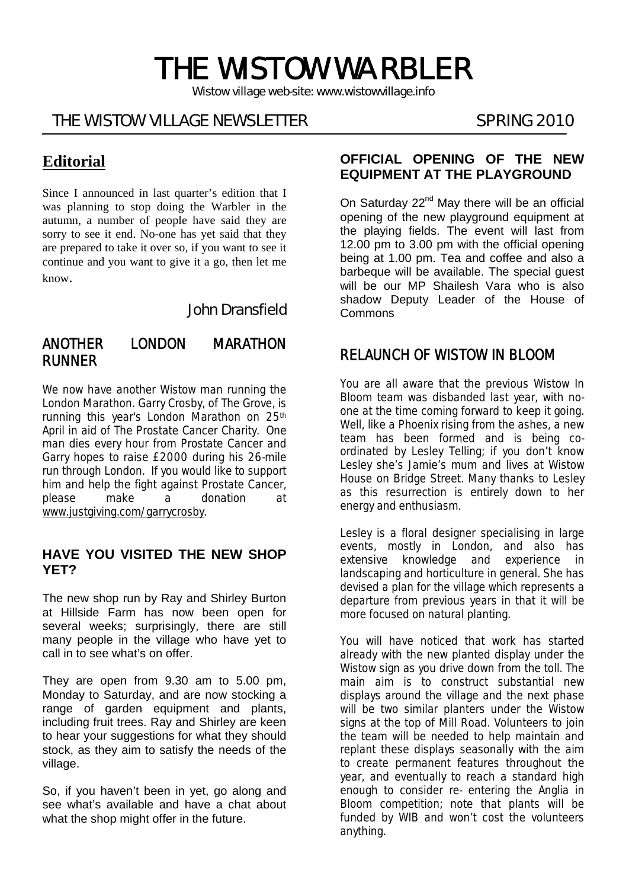# THE WISTOW WARBLER

Wistow village web-site: www.wistowvillage.info

THE WISTOW VILLAGE NEWSLETTER SPRING 2010

## Editorial

Since I announced in last quarter's edition that I was planning to stop doing the Warbler in the autumn, a number of people have said they are sorry to see it end. No-one has yet said that they are prepared to take it over so, if you want to see it continue and you want to give it a go, then let me know.

John Dransfield

## ANOTHER LONDON MARATHON RUNNER

We now have another Wistow man running the London Marathon. Garry Crosby, of The Grove, is running this year's London Marathon on 25th April in aid of The Prostate Cancer Charity. One man dies every hour from Prostate Cancer and Garry hopes to raise £2000 during his 26-mile run through London. If you would like to support him and help the fight against Prostate Cancer, please make a donation at www.justgiving.com/garrycrosby.

## HAVE YOU VISITED THE NEW SHOP YET?

The new shop run by Ray and Shirley Burton at Hillside Farm has now been open for several weeks; surprisingly, there are still many people in the village who have yet to call in to see what's on offer.

They are open from 9.30 am to 5.00 pm, Monday to Saturday, and are now stocking a range of garden equipment and plants, including fruit trees. Ray and Shirley are keen to hear your suggestions for what they should stock, as they aim to satisfy the needs of the village.

So, if you haven't been in yet, go along and see what's available and have a chat about what the shop might offer in the future.

## OFFICIAL OPENING OF THE NEW EQUIPMENT AT THE PLAYGROUND

On Saturday 22nd May there will be an official opening of the new playground equipment at the playing fields. The event will last from 12.00 pm to 3.00 pm with the official opening being at 1.00 pm. Tea and coffee and also a barbeque will be available. The special guest will be our MP Shailesh Vara who is also shadow Deputy Leader of the House of Commons

## RELAUNCH OF WISTOW IN BLOOM

You are all aware that the previous Wistow In Bloom team was disbanded last year, with no-one at the time coming forward to keep it going. Well, like a Phoenix rising from the ashes, a new team has been formed and is being co-ordinated by Lesley Telling; if you don't know Lesley she's Jamie's mum and lives at Wistow House on Bridge Street. Many thanks to Lesley as this resurrection is entirely down to her energy and enthusiasm.

Lesley is a floral designer specialising in large events, mostly in London, and also has extensive knowledge and experience in landscaping and horticulture in general. She has devised a plan for the village which represents a departure from previous years in that it will be more focused on natural planting.

You will have noticed that work has started already with the new planted display under the Wistow sign as you drive down from the toll. The main aim is to construct substantial new displays around the village and the next phase will be two similar planters under the Wistow signs at the top of Mill Road. Volunteers to join the team will be needed to help maintain and replant these displays seasonally with the aim to create permanent features throughout the year, and eventually to reach a standard high enough to consider re- entering the Anglia in Bloom competition; note that plants will be funded by WIB and won't cost the volunteers anything.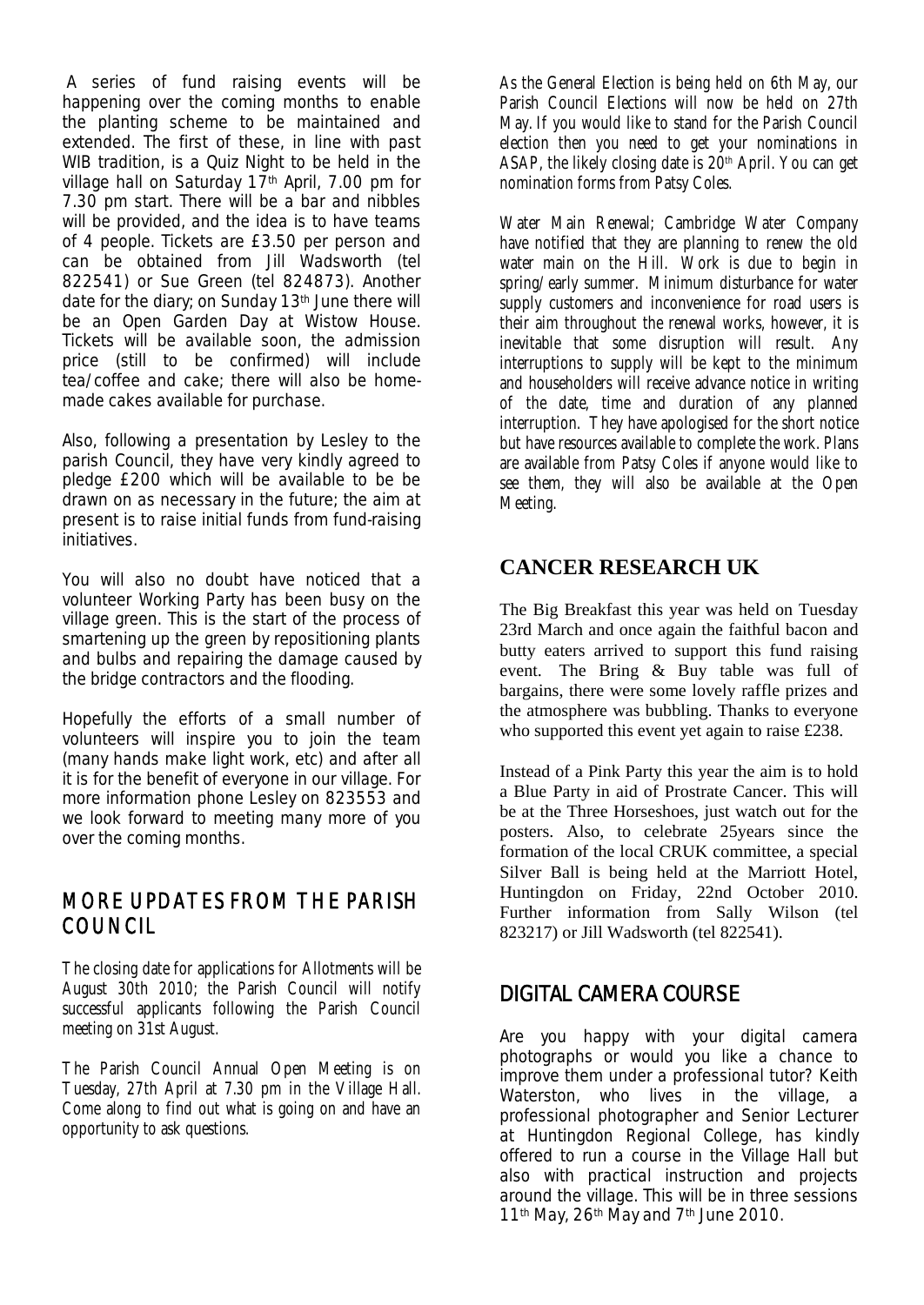A series of fund raising events will be happening over the coming months to enable the planting scheme to be maintained and extended. The first of these, in line with past WIB tradition, is a Quiz Night to be held in the village hall on Saturday 17th April, 7.00 pm for 7.30 pm start. There will be a bar and nibbles will be provided, and the idea is to have teams of 4 people. Tickets are £3.50 per person and can be obtained from Jill Wadsworth (tel 822541) or Sue Green (tel 824873). Another date for the diary; on Sunday 13th June there will be an Open Garden Day at Wistow House. Tickets will be available soon, the admission price (still to be confirmed) will include tea/coffee and cake; there will also be home-made cakes available for purchase.

Also, following a presentation by Lesley to the parish Council, they have very kindly agreed to pledge £200 which will be available to be be drawn on as necessary in the future; the aim at present is to raise initial funds from fund-raising initiatives.

You will also no doubt have noticed that a volunteer Working Party has been busy on the village green. This is the start of the process of smartening up the green by repositioning plants and bulbs and repairing the damage caused by the bridge contractors and the flooding.

Hopefully the efforts of a small number of volunteers will inspire you to join the team (many hands make light work, etc) and after all it is for the benefit of everyone in our village. For more information phone Lesley on 823553 and we look forward to meeting many more of you over the coming months.

## MORE UPDATES FROM THE PARISH COUNCIL

The closing date for applications for Allotments will be August 30th 2010; the Parish Council will notify successful applicants following the Parish Council meeting on 31st August.

The Parish Council Annual Open Meeting is on Tuesday, 27th April at 7.30 pm in the Village Hall. Come along to find out what is going on and have an opportunity to ask questions.

As the General Election is being held on 6th May, our Parish Council Elections will now be held on 27th May. If you would like to stand for the Parish Council election then you need to get your nominations in ASAP, the likely closing date is 20th April. You can get nomination forms from Patsy Coles.

Water Main Renewal; Cambridge Water Company have notified that they are planning to renew the old water main on the Hill. Work is due to begin in spring/early summer. Minimum disturbance for water supply customers and inconvenience for road users is their aim throughout the renewal works, however, it is inevitable that some disruption will result. Any interruptions to supply will be kept to the minimum and householders will receive advance notice in writing of the date, time and duration of any planned interruption. They have apologised for the short notice but have resources available to complete the work. Plans are available from Patsy Coles if anyone would like to see them, they will also be available at the Open Meeting.

## CANCER RESEARCH UK

The Big Breakfast this year was held on Tuesday 23rd March and once again the faithful bacon and butty eaters arrived to support this fund raising event. The Bring & Buy table was full of bargains, there were some lovely raffle prizes and the atmosphere was bubbling. Thanks to everyone who supported this event yet again to raise £238.

Instead of a Pink Party this year the aim is to hold a Blue Party in aid of Prostrate Cancer. This will be at the Three Horseshoes, just watch out for the posters. Also, to celebrate 25years since the formation of the local CRUK committee, a special Silver Ball is being held at the Marriott Hotel, Huntingdon on Friday, 22nd October 2010. Further information from Sally Wilson (tel 823217) or Jill Wadsworth (tel 822541).

## DIGITAL CAMERA COURSE

Are you happy with your digital camera photographs or would you like a chance to improve them under a professional tutor? Keith Waterston, who lives in the village, a professional photographer and Senior Lecturer at Huntingdon Regional College, has kindly offered to run a course in the Village Hall but also with practical instruction and projects around the village. This will be in three sessions 11th May, 26th May and 7th June 2010.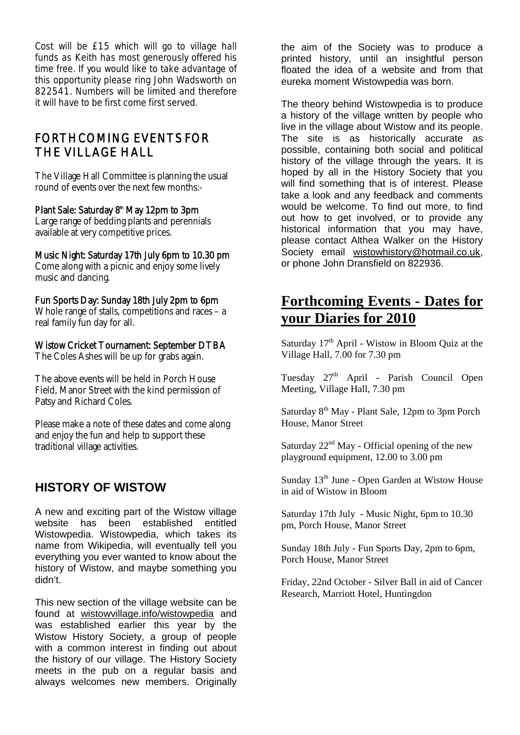Cost will be £15 which will go to village hall funds as Keith has most generously offered his time free. If you would like to take advantage of this opportunity please ring John Wadsworth on 822541. Numbers will be limited and therefore it will have to be first come first served.

## FORTHCOMING EVENTS FOR THE VILLAGE HALL

The Village Hall Committee is planning the usual round of events over the next few months:-

**Plant Sale: Saturday 8th May 12pm to 3pm**
Large range of bedding plants and perennials available at very competitive prices.

**Music Night: Saturday 17th July 6pm to 10.30 pm**
Come along with a picnic and enjoy some lively music and dancing.

**Fun Sports Day: Sunday 18th July 2pm to 6pm**
Whole range of stalls, competitions and races – a real family fun day for all.

**Wistow Cricket Tournament: September DTBA**
The Coles Ashes will be up for grabs again.

The above events will be held in Porch House Field, Manor Street with the kind permission of Patsy and Richard Coles.

Please make a note of these dates and come along and enjoy the fun and help to support these traditional village activities.

## HISTORY OF WISTOW

A new and exciting part of the Wistow village website has been established entitled Wistowpedia. Wistowpedia, which takes its name from Wikipedia, will eventually tell you everything you ever wanted to know about the history of Wistow, and maybe something you didn't.

This new section of the village website can be found at wistowvillage.info/wistowpedia and was established earlier this year by the Wistow History Society, a group of people with a common interest in finding out about the history of our village. The History Society meets in the pub on a regular basis and always welcomes new members. Originally the aim of the Society was to produce a printed history, until an insightful person floated the idea of a website and from that eureka moment Wistowpedia was born.

The theory behind Wistowpedia is to produce a history of the village written by people who live in the village about Wistow and its people. The site is as historically accurate as possible, containing both social and political history of the village through the years. It is hoped by all in the History Society that you will find something that is of interest. Please take a look and any feedback and comments would be welcome. To find out more, to find out how to get involved, or to provide any historical information that you may have, please contact Althea Walker on the History Society email wistowhistory@hotmail.co.uk, or phone John Dransfield on 822936.

## Forthcoming Events - Dates for your Diaries for 2010

Saturday 17th April - Wistow in Bloom Quiz at the Village Hall, 7.00 for 7.30 pm

Tuesday 27th April - Parish Council Open Meeting, Village Hall, 7.30 pm

Saturday 8th May - Plant Sale, 12pm to 3pm Porch House, Manor Street

Saturday 22nd May - Official opening of the new playground equipment, 12.00 to 3.00 pm

Sunday 13th June - Open Garden at Wistow House in aid of Wistow in Bloom

Saturday 17th July - Music Night, 6pm to 10.30 pm, Porch House, Manor Street

Sunday 18th July - Fun Sports Day, 2pm to 6pm, Porch House, Manor Street

Friday, 22nd October - Silver Ball in aid of Cancer Research, Marriott Hotel, Huntingdon